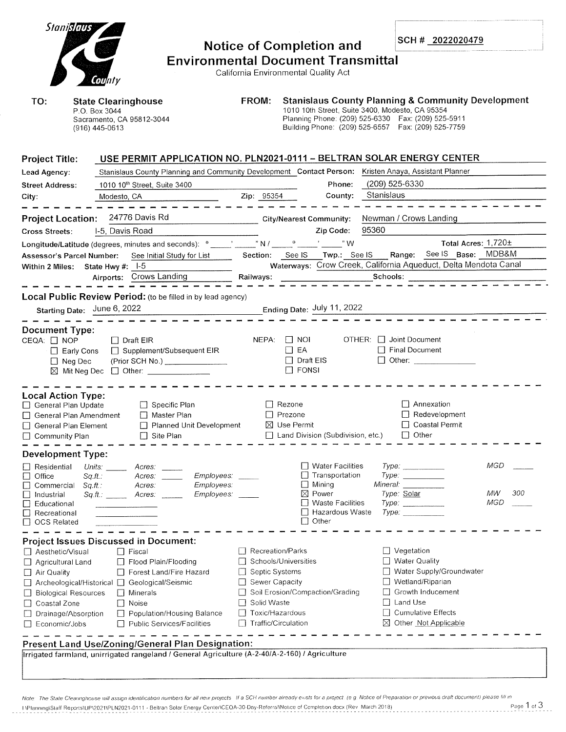Stanislaus County

# Notice of Completion and Environmental Document Transmittal

California Environmental Quality Act

**SCH # 2022020479**

**TO:** **State Clearinghouse**
P.O. Box 3044
Sacramento, CA 95812-3044
(916) 445-0613

**FROM:** **Stanislaus County Planning & Community Development**
1010 10th Street, Suite 3400, Modesto, CA 95354
Planning Phone: (209) 525-6330 Fax: (209) 525-5911
Building Phone: (209) 525-6557 Fax: (209) 525-7759

**Project Title:** **USE PERMIT APPLICATION NO. PLN2021-0111 – BELTRAN SOLAR ENERGY CENTER**

**Lead Agency:** Stanislaus County Planning and Community Development **Contact Person:** Kristen Anaya, Assistant Planner
**Street Address:** 1010 10th Street, Suite 3400 **Phone:** (209) 525-6330
**City:** Modesto, CA **Zip:** 95354 **County:** Stanislaus

---

**Project Location:** 24776 Davis Rd **City/Nearest Community:** Newman / Crows Landing
**Cross Streets:** I-5, Davis Road **Zip Code:** 95360
**Longitude/Latitude** (degrees, minutes and seconds): ___° ___′ ___″ N / ___° ___′ ___″ W **Total Acres:** 1,720±
**Assessor's Parcel Number:** See Initial Study for List **Section:** See IS **Twp.:** See IS **Range:** See IS **Base:** MDB&M
**Within 2 Miles:** **State Hwy #:** I-5 **Waterways:** Crow Creek, California Aqueduct, Delta Mendota Canal
**Airports:** Crows Landing **Railways:** ___ **Schools:** ___

---

**Local Public Review Period:** (to be filled in by lead agency)
**Starting Date:** June 6, 2022 **Ending Date:** July 11, 2022

---

**Document Type:**

CEQA: ☐ NOP ☐ Draft EIR ☐ Early Cons ☐ Supplement/Subsequent EIR ☐ Neg Dec (Prior SCH No.) ___ ☒ Mit Neg Dec ☐ Other: ___

NEPA: ☐ NOI ☐ EA ☐ Draft EIS ☐ FONSI

OTHER: ☐ Joint Document ☐ Final Document ☐ Other: ___

---

**Local Action Type:**

☐ General Plan Update ☐ General Plan Amendment ☐ General Plan Element ☐ Community Plan ☐ Specific Plan ☐ Master Plan ☐ Planned Unit Development ☐ Site Plan ☐ Rezone ☐ Prezone ☒ Use Permit ☐ Land Division (Subdivision, etc.) ☐ Annexation ☐ Redevelopment ☐ Coastal Permit ☐ Other

---

**Development Type:**

☐ Residential *Units:* ___ *Acres:* ___
☐ Office *Sq.ft.:* *Acres:* ___ *Employees:* ___
☐ Commercial *Sq.ft.:* *Acres:* *Employees:*
☐ Industrial *Sq.ft.:* ___ *Acres:* ___ *Employees:* ___
☐ Educational
☐ Recreational
☐ OCS Related
☐ Water Facilities *Type:* ___ *MGD* ___
☐ Transportation *Type:* ___
☐ Mining *Mineral:* ___
☒ Power *Type:* Solar *MW* 300
☐ Waste Facilities *Type:* ___ *MGD* ___
☐ Hazardous Waste *Type:* ___
☐ Other

---

**Project Issues Discussed in Document:**

☐ Aesthetic/Visual ☐ Agricultural Land ☐ Air Quality ☐ Archeological/Historical ☐ Biological Resources ☐ Coastal Zone ☐ Drainage/Absorption ☐ Economic/Jobs ☐ Fiscal ☐ Flood Plain/Flooding ☐ Forest Land/Fire Hazard ☐ Geological/Seismic ☐ Minerals ☐ Noise ☐ Population/Housing Balance ☐ Public Services/Facilities ☐ Recreation/Parks ☐ Schools/Universities ☐ Septic Systems ☐ Sewer Capacity ☐ Soil Erosion/Compaction/Grading ☐ Solid Waste ☐ Toxic/Hazardous ☐ Traffic/Circulation ☐ Vegetation ☐ Water Quality ☐ Water Supply/Groundwater ☐ Wetland/Riparian ☐ Growth Inducement ☐ Land Use ☐ Cumulative Effects ☒ Other Not Applicable

---

**Present Land Use/Zoning/General Plan Designation:**

Irrigated farmland, unirrigated rangeland / General Agriculture (A-2-40/A-2-160) / Agriculture

*Note: The State Clearinghouse will assign identification numbers for all new projects. If a SCH number already exists for a project (e.g. Notice of Preparation or previous draft document) please fill in.*

I:\Planning\Staff Reports\UP\2021\PLN2021-0111 - Beltran Solar Energy Center\CEQA-30-Day-Referral\Notice of Completion.docx (Rev. March 2018)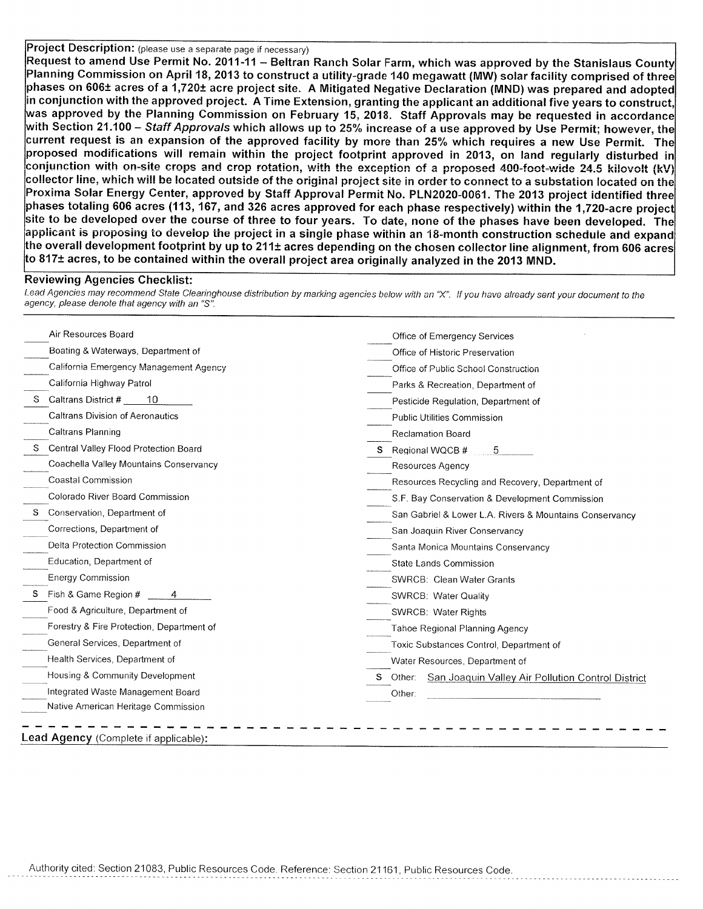**Project Description:** (please use a separate page if necessary)

**Request to amend Use Permit No. 2011-11 – Beltran Ranch Solar Farm, which was approved by the Stanislaus County Planning Commission on April 18, 2013 to construct a utility-grade 140 megawatt (MW) solar facility comprised of three phases on 606± acres of a 1,720± acre project site. A Mitigated Negative Declaration (MND) was prepared and adopted in conjunction with the approved project. A Time Extension, granting the applicant an additional five years to construct, was approved by the Planning Commission on February 15, 2018. Staff Approvals may be requested in accordance with Section 21.100 – *Staff Approvals* which allows up to 25% increase of a use approved by Use Permit; however, the current request is an expansion of the approved facility by more than 25% which requires a new Use Permit. The proposed modifications will remain within the project footprint approved in 2013, on land regularly disturbed in conjunction with on-site crops and crop rotation, with the exception of a proposed 400-foot-wide 24.5 kilovolt (kV) collector line, which will be located outside of the original project site in order to connect to a substation located on the Proxima Solar Energy Center, approved by Staff Approval Permit No. PLN2020-0061. The 2013 project identified three phases totaling 606 acres (113, 167, and 326 acres approved for each phase respectively) within the 1,720-acre project site to be developed over the course of three to four years. To date, none of the phases have been developed. The applicant is proposing to develop the project in a single phase within an 18-month construction schedule and expand the overall development footprint by up to 211± acres depending on the chosen collector line alignment, from 606 acres to 817± acres, to be contained within the overall project area originally analyzed in the 2013 MND.**

**Reviewing Agencies Checklist:**

*Lead Agencies may recommend State Clearinghouse distribution by marking agencies below with an "X". If you have already sent your document to the agency, please denote that agency with an "S".*

| Mark | Agency | Mark | Agency |
|---|---|---|---|
| | Air Resources Board | | Office of Emergency Services |
| | Boating & Waterways, Department of | | Office of Historic Preservation |
| | California Emergency Management Agency | | Office of Public School Construction |
| | California Highway Patrol | | Parks & Recreation, Department of |
| S | Caltrans District # 10 | | Pesticide Regulation, Department of |
| | Caltrans Division of Aeronautics | | Public Utilities Commission |
| | Caltrans Planning | | Reclamation Board |
| S | Central Valley Flood Protection Board | S | Regional WQCB # 5 |
| | Coachella Valley Mountains Conservancy | | Resources Agency |
| | Coastal Commission | | Resources Recycling and Recovery, Department of |
| | Colorado River Board Commission | | S.F. Bay Conservation & Development Commission |
| S | Conservation, Department of | | San Gabriel & Lower L.A. Rivers & Mountains Conservancy |
| | Corrections, Department of | | San Joaquin River Conservancy |
| | Delta Protection Commission | | Santa Monica Mountains Conservancy |
| | Education, Department of | | State Lands Commission |
| | Energy Commission | | SWRCB: Clean Water Grants |
| S | Fish & Game Region # 4 | | SWRCB: Water Quality |
| | Food & Agriculture, Department of | | SWRCB: Water Rights |
| | Forestry & Fire Protection, Department of | | Tahoe Regional Planning Agency |
| | General Services, Department of | | Toxic Substances Control, Department of |
| | Health Services, Department of | | Water Resources, Department of |
| | Housing & Community Development | S | Other: San Joaquin Valley Air Pollution Control District |
| | Integrated Waste Management Board | | Other: |
| | Native American Heritage Commission | | |

**Lead Agency** (Complete if applicable):

Authority cited: Section 21083, Public Resources Code. Reference: Section 21161, Public Resources Code.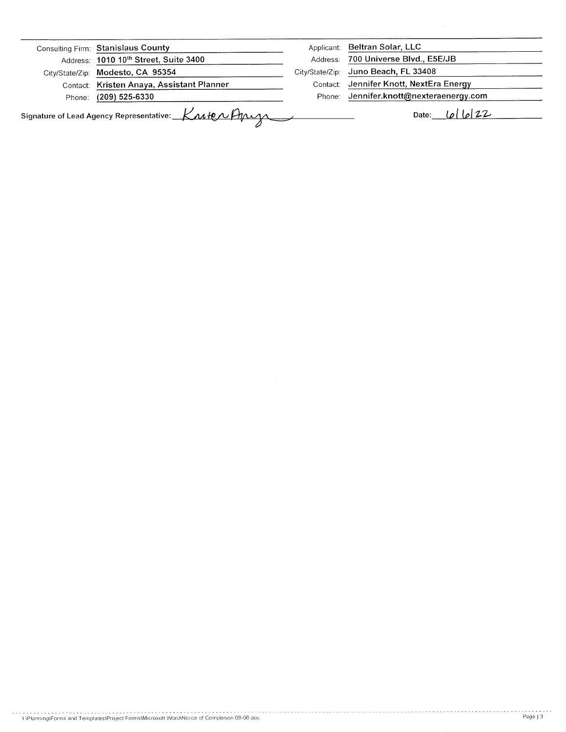| | | | |
|---|---|---|---|
| Consulting Firm: | **Stanislaus County** | Applicant: | **Beltran Solar, LLC** |
| Address: | **1010 10th Street, Suite 3400** | Address: | **700 Universe Blvd., E5E/JB** |
| City/State/Zip: | **Modesto, CA 95354** | City/State/Zip: | **Juno Beach, FL 33408** |
| Contact: | **Kristen Anaya, Assistant Planner** | Contact: | **Jennifer Knott, NextEra Energy** |
| Phone: | **(209) 525-6330** | Phone: | **Jennifer.knott@nexteraenergy.com** |

**Signature of Lead Agency Representative:** Kristen Anaya **Date:** 6/6/22

I:\Planning\Forms and Templates\Project Forms\Microsoft Word\Notice of Completion 08-08.doc